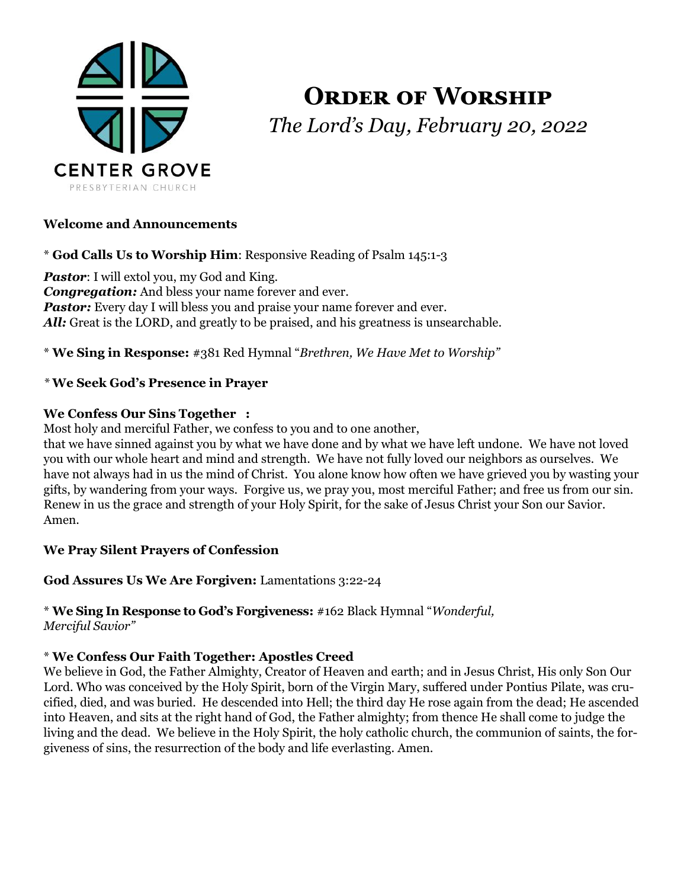CENTER GROVE

PRESBYTERIAN CHURCH

# Order of Worship

*The Lord's Day, February 20, 2022*

**Welcome and Announcements**

\* **God Calls Us to Worship Him**: Responsive Reading of Psalm 145:1-3

***Pastor***: I will extol you, my God and King.
***Congregation:*** And bless your name forever and ever.
***Pastor:*** Every day I will bless you and praise your name forever and ever.
***All:*** Great is the LORD, and greatly to be praised, and his greatness is unsearchable.

\* **We Sing in Response:** #381 Red Hymnal "*Brethren, We Have Met to Worship"*

\* **We Seek God's Presence in Prayer**

**We Confess Our Sins Together :**
Most holy and merciful Father, we confess to you and to one another,
that we have sinned against you by what we have done and by what we have left undone. We have not loved you with our whole heart and mind and strength. We have not fully loved our neighbors as ourselves. We have not always had in us the mind of Christ. You alone know how often we have grieved you by wasting your gifts, by wandering from your ways. Forgive us, we pray you, most merciful Father; and free us from our sin. Renew in us the grace and strength of your Holy Spirit, for the sake of Jesus Christ your Son our Savior. Amen.

**We Pray Silent Prayers of Confession**

**God Assures Us We Are Forgiven:** Lamentations 3:22-24

\* **We Sing In Response to God's Forgiveness:** #162 Black Hymnal "*Wonderful, Merciful Savior"*

\* **We Confess Our Faith Together: Apostles Creed**
We believe in God, the Father Almighty, Creator of Heaven and earth; and in Jesus Christ, His only Son Our Lord. Who was conceived by the Holy Spirit, born of the Virgin Mary, suffered under Pontius Pilate, was crucified, died, and was buried. He descended into Hell; the third day He rose again from the dead; He ascended into Heaven, and sits at the right hand of God, the Father almighty; from thence He shall come to judge the living and the dead. We believe in the Holy Spirit, the holy catholic church, the communion of saints, the forgiveness of sins, the resurrection of the body and life everlasting. Amen.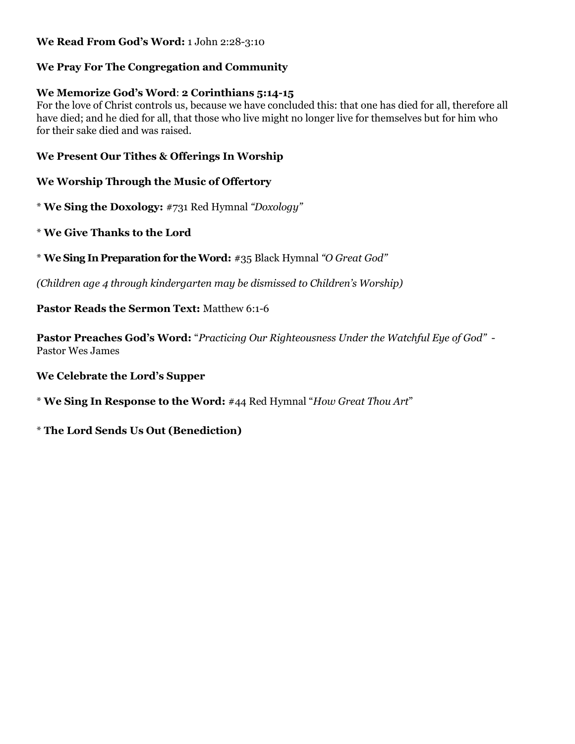**We Read From God's Word:** 1 John 2:28-3:10

**We Pray For The Congregation and Community**

**We Memorize God's Word**: **2 Corinthians 5:14-15**
For the love of Christ controls us, because we have concluded this: that one has died for all, therefore all have died; and he died for all, that those who live might no longer live for themselves but for him who for their sake died and was raised.

**We Present Our Tithes & Offerings In Worship**

**We Worship Through the Music of Offertory**

* **We Sing the Doxology:** #731 Red Hymnal *"Doxology"*

* **We Give Thanks to the Lord**

* **We Sing In Preparation for the Word:** #35 Black Hymnal *"O Great God"*

*(Children age 4 through kindergarten may be dismissed to Children's Worship)*

**Pastor Reads the Sermon Text:** Matthew 6:1-6

**Pastor Preaches God's Word:** "*Practicing Our Righteousness Under the Watchful Eye of God"* - Pastor Wes James

**We Celebrate the Lord's Supper**

* **We Sing In Response to the Word:** #44 Red Hymnal "*How Great Thou Art*"

* **The Lord Sends Us Out (Benediction)**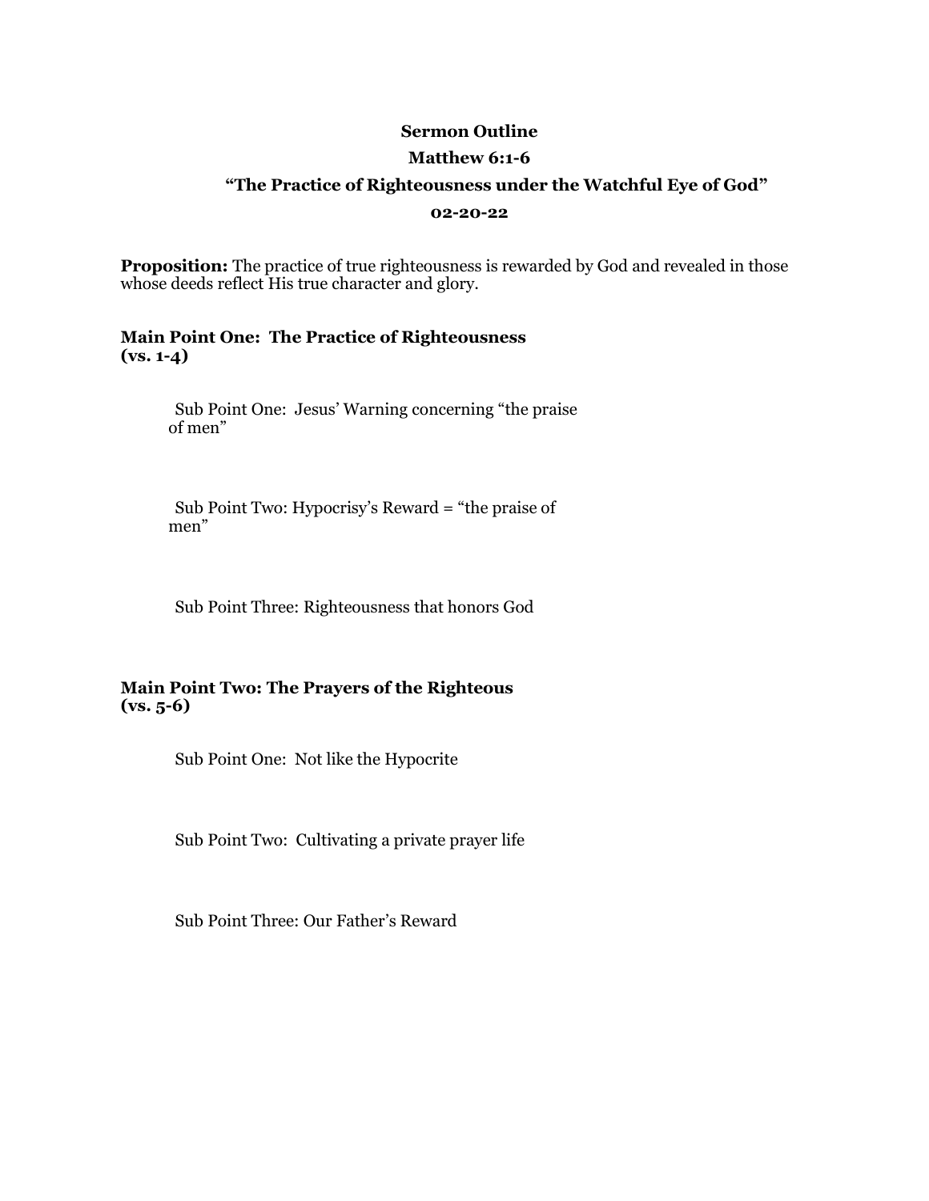**Sermon Outline**

**Matthew 6:1-6**

**"The Practice of Righteousness under the Watchful Eye of God"**

**02-20-22**

**Proposition:** The practice of true righteousness is rewarded by God and revealed in those whose deeds reflect His true character and glory.

**Main Point One: The Practice of Righteousness (vs. 1-4)**

Sub Point One: Jesus' Warning concerning "the praise of men"

Sub Point Two: Hypocrisy's Reward = "the praise of men"

Sub Point Three: Righteousness that honors God

**Main Point Two: The Prayers of the Righteous (vs. 5-6)**

Sub Point One: Not like the Hypocrite

Sub Point Two: Cultivating a private prayer life

Sub Point Three: Our Father's Reward